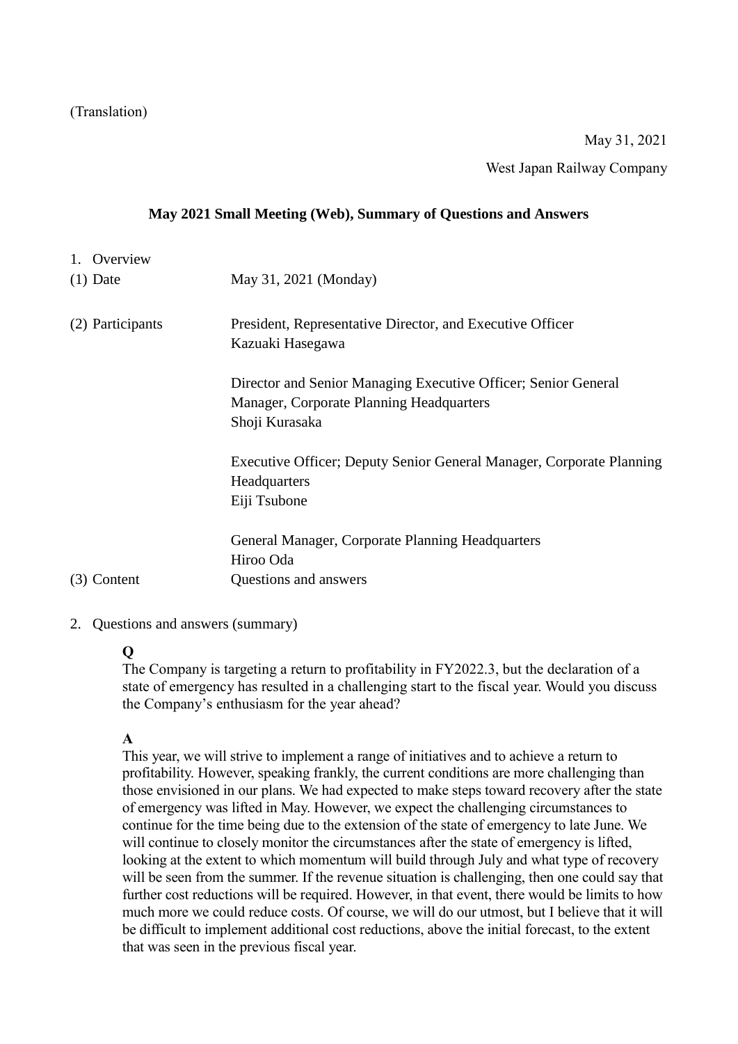(Translation)

May 31, 2021

West Japan Railway Company

## May 2021 Small Meeting (Web), Summary of Questions and Answers

1. Overview

| | |
|---|---|
| (1) Date | May 31, 2021 (Monday) |
| (2) Participants | President, Representative Director, and Executive Officer<br>Kazuaki Hasegawa<br><br>Director and Senior Managing Executive Officer; Senior General Manager, Corporate Planning Headquarters<br>Shoji Kurasaka<br><br>Executive Officer; Deputy Senior General Manager, Corporate Planning Headquarters<br>Eiji Tsubone<br><br>General Manager, Corporate Planning Headquarters<br>Hiroo Oda |
| (3) Content | Questions and answers |

2. Questions and answers (summary)

**Q**

The Company is targeting a return to profitability in FY2022.3, but the declaration of a state of emergency has resulted in a challenging start to the fiscal year. Would you discuss the Company's enthusiasm for the year ahead?

**A**

This year, we will strive to implement a range of initiatives and to achieve a return to profitability. However, speaking frankly, the current conditions are more challenging than those envisioned in our plans. We had expected to make steps toward recovery after the state of emergency was lifted in May. However, we expect the challenging circumstances to continue for the time being due to the extension of the state of emergency to late June. We will continue to closely monitor the circumstances after the state of emergency is lifted, looking at the extent to which momentum will build through July and what type of recovery will be seen from the summer. If the revenue situation is challenging, then one could say that further cost reductions will be required. However, in that event, there would be limits to how much more we could reduce costs. Of course, we will do our utmost, but I believe that it will be difficult to implement additional cost reductions, above the initial forecast, to the extent that was seen in the previous fiscal year.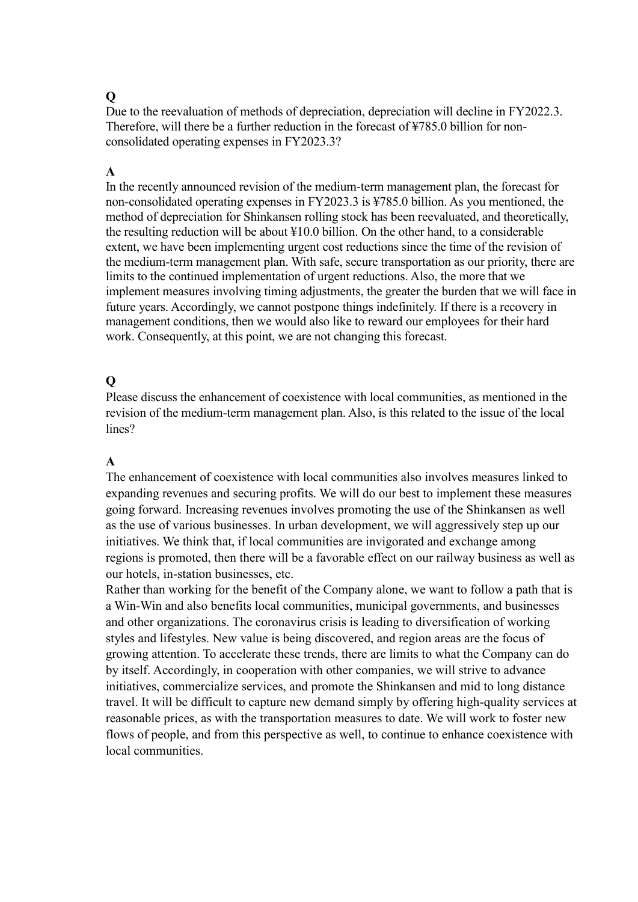**Q**

Due to the reevaluation of methods of depreciation, depreciation will decline in FY2022.3. Therefore, will there be a further reduction in the forecast of ¥785.0 billion for non-consolidated operating expenses in FY2023.3?

**A**

In the recently announced revision of the medium-term management plan, the forecast for non-consolidated operating expenses in FY2023.3 is ¥785.0 billion. As you mentioned, the method of depreciation for Shinkansen rolling stock has been reevaluated, and theoretically, the resulting reduction will be about ¥10.0 billion. On the other hand, to a considerable extent, we have been implementing urgent cost reductions since the time of the revision of the medium-term management plan. With safe, secure transportation as our priority, there are limits to the continued implementation of urgent reductions. Also, the more that we implement measures involving timing adjustments, the greater the burden that we will face in future years. Accordingly, we cannot postpone things indefinitely. If there is a recovery in management conditions, then we would also like to reward our employees for their hard work. Consequently, at this point, we are not changing this forecast.

**Q**

Please discuss the enhancement of coexistence with local communities, as mentioned in the revision of the medium-term management plan. Also, is this related to the issue of the local lines?

**A**

The enhancement of coexistence with local communities also involves measures linked to expanding revenues and securing profits. We will do our best to implement these measures going forward. Increasing revenues involves promoting the use of the Shinkansen as well as the use of various businesses. In urban development, we will aggressively step up our initiatives. We think that, if local communities are invigorated and exchange among regions is promoted, then there will be a favorable effect on our railway business as well as our hotels, in-station businesses, etc.

Rather than working for the benefit of the Company alone, we want to follow a path that is a Win-Win and also benefits local communities, municipal governments, and businesses and other organizations. The coronavirus crisis is leading to diversification of working styles and lifestyles. New value is being discovered, and region areas are the focus of growing attention. To accelerate these trends, there are limits to what the Company can do by itself. Accordingly, in cooperation with other companies, we will strive to advance initiatives, commercialize services, and promote the Shinkansen and mid to long distance travel. It will be difficult to capture new demand simply by offering high-quality services at reasonable prices, as with the transportation measures to date. We will work to foster new flows of people, and from this perspective as well, to continue to enhance coexistence with local communities.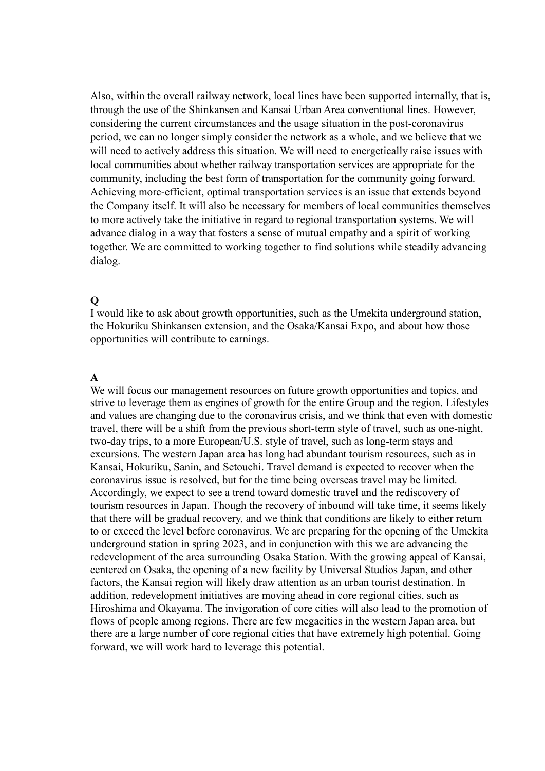Also, within the overall railway network, local lines have been supported internally, that is, through the use of the Shinkansen and Kansai Urban Area conventional lines. However, considering the current circumstances and the usage situation in the post-coronavirus period, we can no longer simply consider the network as a whole, and we believe that we will need to actively address this situation. We will need to energetically raise issues with local communities about whether railway transportation services are appropriate for the community, including the best form of transportation for the community going forward. Achieving more-efficient, optimal transportation services is an issue that extends beyond the Company itself. It will also be necessary for members of local communities themselves to more actively take the initiative in regard to regional transportation systems. We will advance dialog in a way that fosters a sense of mutual empathy and a spirit of working together. We are committed to working together to find solutions while steadily advancing dialog.

**Q**

I would like to ask about growth opportunities, such as the Umekita underground station, the Hokuriku Shinkansen extension, and the Osaka/Kansai Expo, and about how those opportunities will contribute to earnings.

**A**

We will focus our management resources on future growth opportunities and topics, and strive to leverage them as engines of growth for the entire Group and the region. Lifestyles and values are changing due to the coronavirus crisis, and we think that even with domestic travel, there will be a shift from the previous short-term style of travel, such as one-night, two-day trips, to a more European/U.S. style of travel, such as long-term stays and excursions. The western Japan area has long had abundant tourism resources, such as in Kansai, Hokuriku, Sanin, and Setouchi. Travel demand is expected to recover when the coronavirus issue is resolved, but for the time being overseas travel may be limited. Accordingly, we expect to see a trend toward domestic travel and the rediscovery of tourism resources in Japan. Though the recovery of inbound will take time, it seems likely that there will be gradual recovery, and we think that conditions are likely to either return to or exceed the level before coronavirus. We are preparing for the opening of the Umekita underground station in spring 2023, and in conjunction with this we are advancing the redevelopment of the area surrounding Osaka Station. With the growing appeal of Kansai, centered on Osaka, the opening of a new facility by Universal Studios Japan, and other factors, the Kansai region will likely draw attention as an urban tourist destination. In addition, redevelopment initiatives are moving ahead in core regional cities, such as Hiroshima and Okayama. The invigoration of core cities will also lead to the promotion of flows of people among regions. There are few megacities in the western Japan area, but there are a large number of core regional cities that have extremely high potential. Going forward, we will work hard to leverage this potential.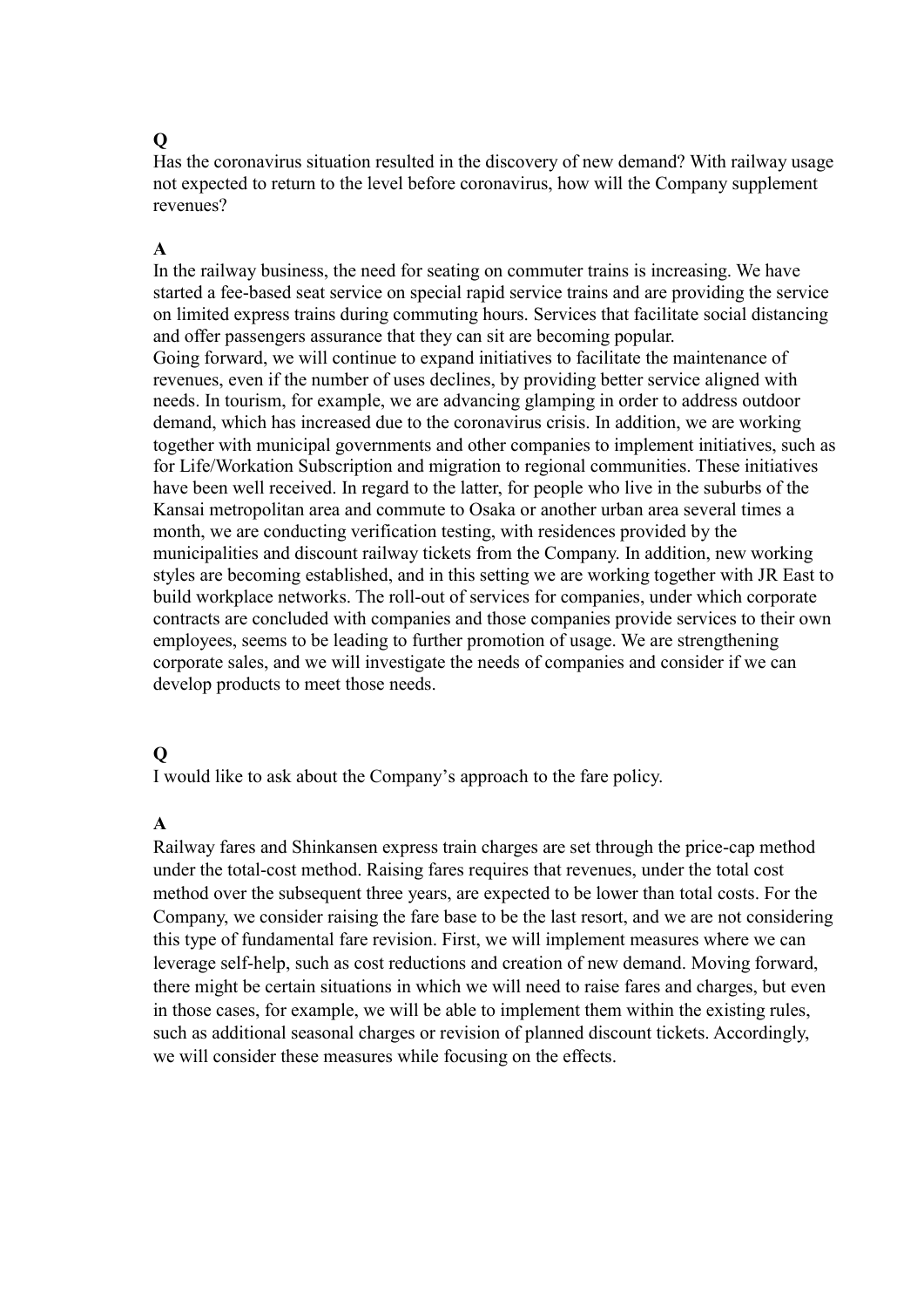**Q**

Has the coronavirus situation resulted in the discovery of new demand? With railway usage not expected to return to the level before coronavirus, how will the Company supplement revenues?

**A**

In the railway business, the need for seating on commuter trains is increasing. We have started a fee-based seat service on special rapid service trains and are providing the service on limited express trains during commuting hours. Services that facilitate social distancing and offer passengers assurance that they can sit are becoming popular.
Going forward, we will continue to expand initiatives to facilitate the maintenance of revenues, even if the number of uses declines, by providing better service aligned with needs. In tourism, for example, we are advancing glamping in order to address outdoor demand, which has increased due to the coronavirus crisis. In addition, we are working together with municipal governments and other companies to implement initiatives, such as for Life/Workation Subscription and migration to regional communities. These initiatives have been well received. In regard to the latter, for people who live in the suburbs of the Kansai metropolitan area and commute to Osaka or another urban area several times a month, we are conducting verification testing, with residences provided by the municipalities and discount railway tickets from the Company. In addition, new working styles are becoming established, and in this setting we are working together with JR East to build workplace networks. The roll-out of services for companies, under which corporate contracts are concluded with companies and those companies provide services to their own employees, seems to be leading to further promotion of usage. We are strengthening corporate sales, and we will investigate the needs of companies and consider if we can develop products to meet those needs.

**Q**

I would like to ask about the Company's approach to the fare policy.

**A**

Railway fares and Shinkansen express train charges are set through the price-cap method under the total-cost method. Raising fares requires that revenues, under the total cost method over the subsequent three years, are expected to be lower than total costs. For the Company, we consider raising the fare base to be the last resort, and we are not considering this type of fundamental fare revision. First, we will implement measures where we can leverage self-help, such as cost reductions and creation of new demand. Moving forward, there might be certain situations in which we will need to raise fares and charges, but even in those cases, for example, we will be able to implement them within the existing rules, such as additional seasonal charges or revision of planned discount tickets. Accordingly, we will consider these measures while focusing on the effects.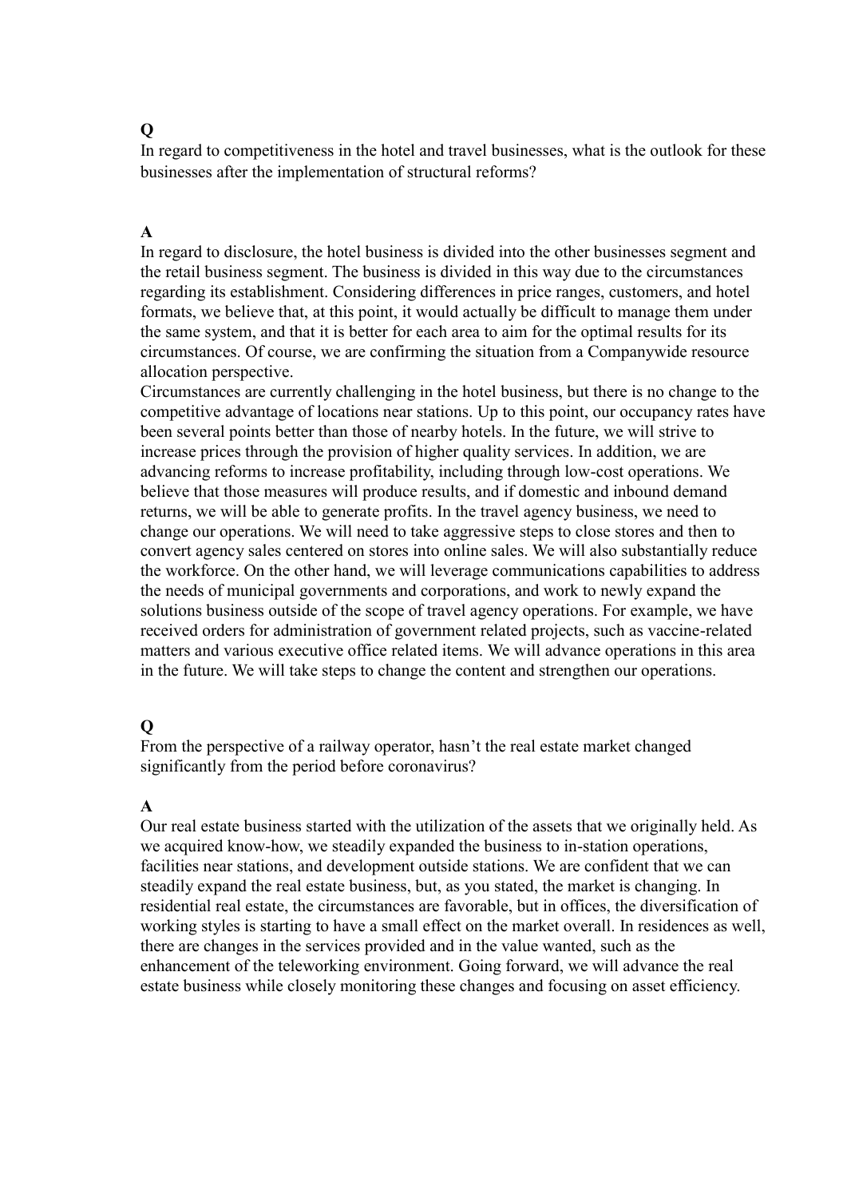**Q**

In regard to competitiveness in the hotel and travel businesses, what is the outlook for these businesses after the implementation of structural reforms?

**A**

In regard to disclosure, the hotel business is divided into the other businesses segment and the retail business segment. The business is divided in this way due to the circumstances regarding its establishment. Considering differences in price ranges, customers, and hotel formats, we believe that, at this point, it would actually be difficult to manage them under the same system, and that it is better for each area to aim for the optimal results for its circumstances. Of course, we are confirming the situation from a Companywide resource allocation perspective.

Circumstances are currently challenging in the hotel business, but there is no change to the competitive advantage of locations near stations. Up to this point, our occupancy rates have been several points better than those of nearby hotels. In the future, we will strive to increase prices through the provision of higher quality services. In addition, we are advancing reforms to increase profitability, including through low-cost operations. We believe that those measures will produce results, and if domestic and inbound demand returns, we will be able to generate profits. In the travel agency business, we need to change our operations. We will need to take aggressive steps to close stores and then to convert agency sales centered on stores into online sales. We will also substantially reduce the workforce. On the other hand, we will leverage communications capabilities to address the needs of municipal governments and corporations, and work to newly expand the solutions business outside of the scope of travel agency operations. For example, we have received orders for administration of government related projects, such as vaccine-related matters and various executive office related items. We will advance operations in this area in the future. We will take steps to change the content and strengthen our operations.

**Q**

From the perspective of a railway operator, hasn't the real estate market changed significantly from the period before coronavirus?

**A**

Our real estate business started with the utilization of the assets that we originally held. As we acquired know-how, we steadily expanded the business to in-station operations, facilities near stations, and development outside stations. We are confident that we can steadily expand the real estate business, but, as you stated, the market is changing. In residential real estate, the circumstances are favorable, but in offices, the diversification of working styles is starting to have a small effect on the market overall. In residences as well, there are changes in the services provided and in the value wanted, such as the enhancement of the teleworking environment. Going forward, we will advance the real estate business while closely monitoring these changes and focusing on asset efficiency.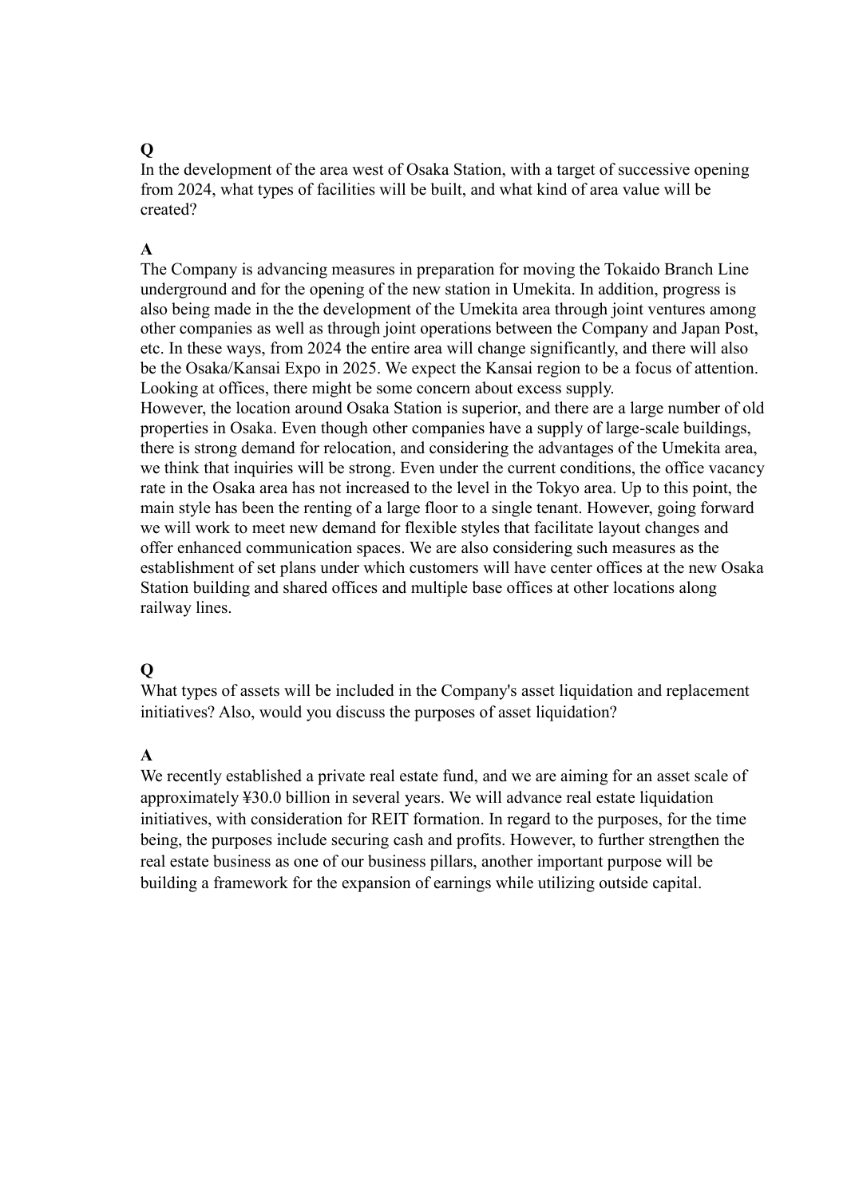**Q**

In the development of the area west of Osaka Station, with a target of successive opening from 2024, what types of facilities will be built, and what kind of area value will be created?

**A**

The Company is advancing measures in preparation for moving the Tokaido Branch Line underground and for the opening of the new station in Umekita. In addition, progress is also being made in the the development of the Umekita area through joint ventures among other companies as well as through joint operations between the Company and Japan Post, etc. In these ways, from 2024 the entire area will change significantly, and there will also be the Osaka/Kansai Expo in 2025. We expect the Kansai region to be a focus of attention. Looking at offices, there might be some concern about excess supply.
However, the location around Osaka Station is superior, and there are a large number of old properties in Osaka. Even though other companies have a supply of large-scale buildings, there is strong demand for relocation, and considering the advantages of the Umekita area, we think that inquiries will be strong. Even under the current conditions, the office vacancy rate in the Osaka area has not increased to the level in the Tokyo area. Up to this point, the main style has been the renting of a large floor to a single tenant. However, going forward we will work to meet new demand for flexible styles that facilitate layout changes and offer enhanced communication spaces. We are also considering such measures as the establishment of set plans under which customers will have center offices at the new Osaka Station building and shared offices and multiple base offices at other locations along railway lines.

**Q**

What types of assets will be included in the Company's asset liquidation and replacement initiatives? Also, would you discuss the purposes of asset liquidation?

**A**

We recently established a private real estate fund, and we are aiming for an asset scale of approximately ¥30.0 billion in several years. We will advance real estate liquidation initiatives, with consideration for REIT formation. In regard to the purposes, for the time being, the purposes include securing cash and profits. However, to further strengthen the real estate business as one of our business pillars, another important purpose will be building a framework for the expansion of earnings while utilizing outside capital.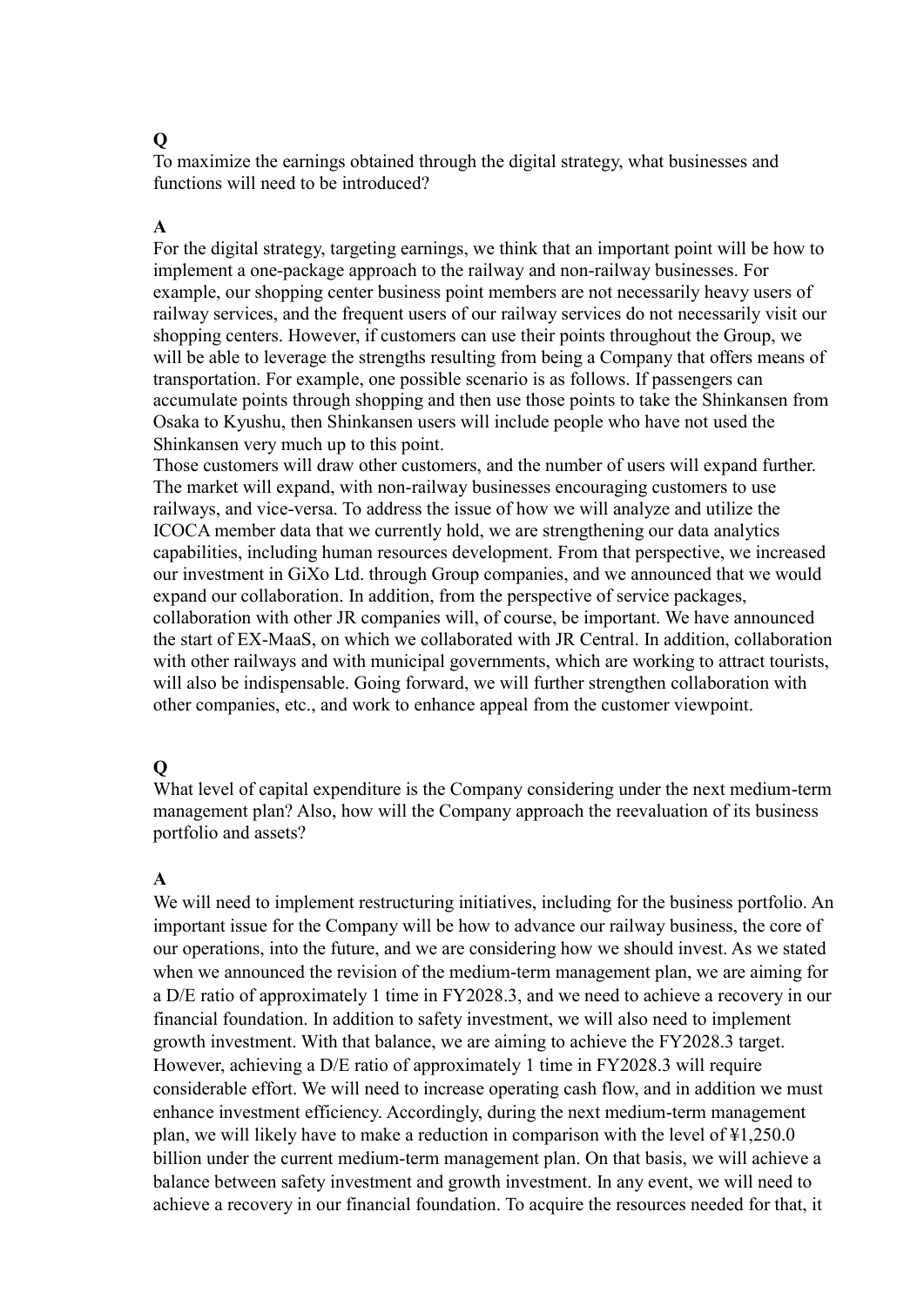**Q**

To maximize the earnings obtained through the digital strategy, what businesses and functions will need to be introduced?

**A**

For the digital strategy, targeting earnings, we think that an important point will be how to implement a one-package approach to the railway and non-railway businesses. For example, our shopping center business point members are not necessarily heavy users of railway services, and the frequent users of our railway services do not necessarily visit our shopping centers. However, if customers can use their points throughout the Group, we will be able to leverage the strengths resulting from being a Company that offers means of transportation. For example, one possible scenario is as follows. If passengers can accumulate points through shopping and then use those points to take the Shinkansen from Osaka to Kyushu, then Shinkansen users will include people who have not used the Shinkansen very much up to this point.

Those customers will draw other customers, and the number of users will expand further. The market will expand, with non-railway businesses encouraging customers to use railways, and vice-versa. To address the issue of how we will analyze and utilize the ICOCA member data that we currently hold, we are strengthening our data analytics capabilities, including human resources development. From that perspective, we increased our investment in GiXo Ltd. through Group companies, and we announced that we would expand our collaboration. In addition, from the perspective of service packages, collaboration with other JR companies will, of course, be important. We have announced the start of EX-MaaS, on which we collaborated with JR Central. In addition, collaboration with other railways and with municipal governments, which are working to attract tourists, will also be indispensable. Going forward, we will further strengthen collaboration with other companies, etc., and work to enhance appeal from the customer viewpoint.

**Q**

What level of capital expenditure is the Company considering under the next medium-term management plan? Also, how will the Company approach the reevaluation of its business portfolio and assets?

**A**

We will need to implement restructuring initiatives, including for the business portfolio. An important issue for the Company will be how to advance our railway business, the core of our operations, into the future, and we are considering how we should invest. As we stated when we announced the revision of the medium-term management plan, we are aiming for a D/E ratio of approximately 1 time in FY2028.3, and we need to achieve a recovery in our financial foundation. In addition to safety investment, we will also need to implement growth investment. With that balance, we are aiming to achieve the FY2028.3 target. However, achieving a D/E ratio of approximately 1 time in FY2028.3 will require considerable effort. We will need to increase operating cash flow, and in addition we must enhance investment efficiency. Accordingly, during the next medium-term management plan, we will likely have to make a reduction in comparison with the level of ¥1,250.0 billion under the current medium-term management plan. On that basis, we will achieve a balance between safety investment and growth investment. In any event, we will need to achieve a recovery in our financial foundation. To acquire the resources needed for that, it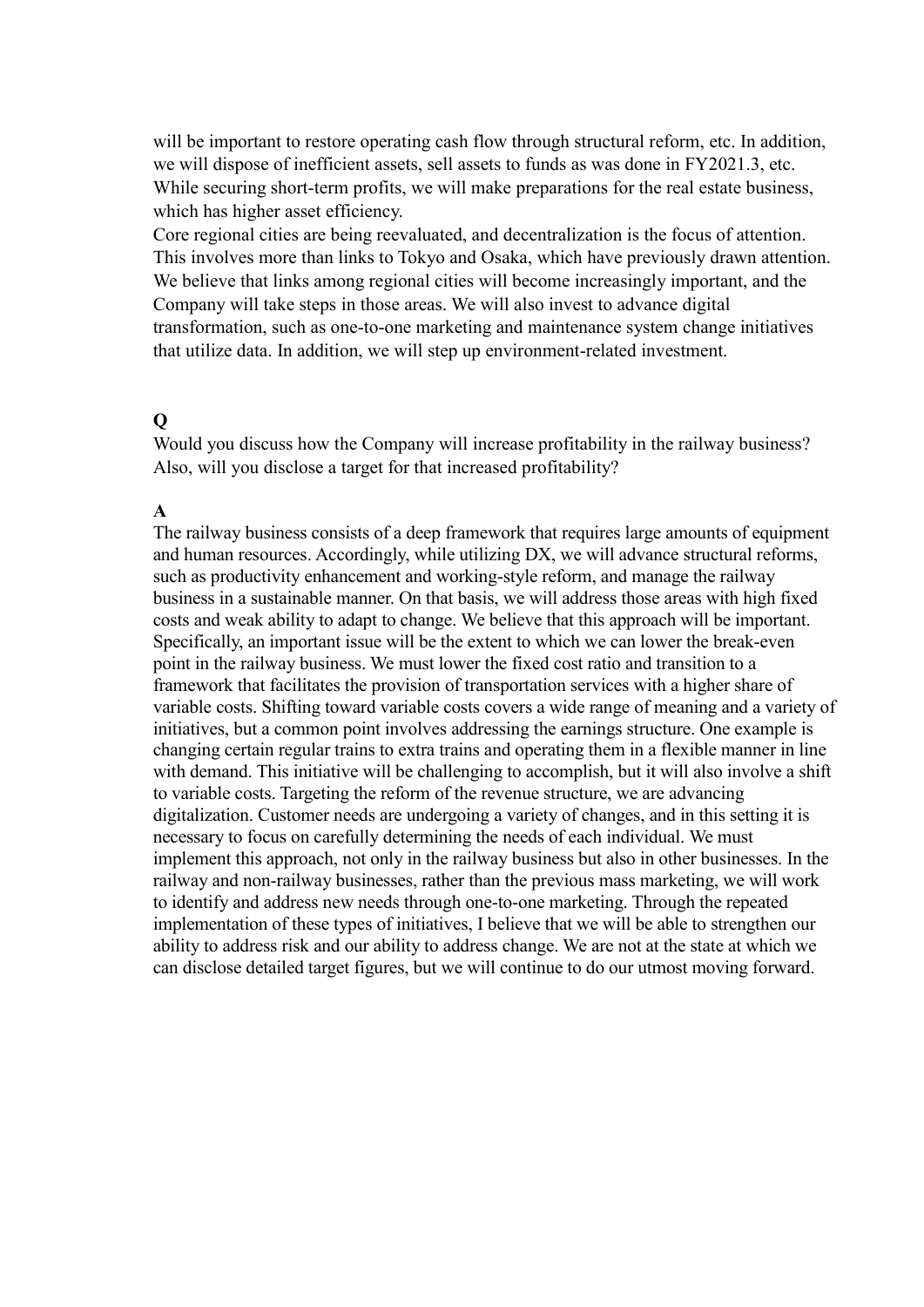will be important to restore operating cash flow through structural reform, etc. In addition, we will dispose of inefficient assets, sell assets to funds as was done in FY2021.3, etc. While securing short-term profits, we will make preparations for the real estate business, which has higher asset efficiency.

Core regional cities are being reevaluated, and decentralization is the focus of attention. This involves more than links to Tokyo and Osaka, which have previously drawn attention. We believe that links among regional cities will become increasingly important, and the Company will take steps in those areas. We will also invest to advance digital transformation, such as one-to-one marketing and maintenance system change initiatives that utilize data. In addition, we will step up environment-related investment.

**Q**

Would you discuss how the Company will increase profitability in the railway business? Also, will you disclose a target for that increased profitability?

**A**

The railway business consists of a deep framework that requires large amounts of equipment and human resources. Accordingly, while utilizing DX, we will advance structural reforms, such as productivity enhancement and working-style reform, and manage the railway business in a sustainable manner. On that basis, we will address those areas with high fixed costs and weak ability to adapt to change. We believe that this approach will be important. Specifically, an important issue will be the extent to which we can lower the break-even point in the railway business. We must lower the fixed cost ratio and transition to a framework that facilitates the provision of transportation services with a higher share of variable costs. Shifting toward variable costs covers a wide range of meaning and a variety of initiatives, but a common point involves addressing the earnings structure. One example is changing certain regular trains to extra trains and operating them in a flexible manner in line with demand. This initiative will be challenging to accomplish, but it will also involve a shift to variable costs. Targeting the reform of the revenue structure, we are advancing digitalization. Customer needs are undergoing a variety of changes, and in this setting it is necessary to focus on carefully determining the needs of each individual. We must implement this approach, not only in the railway business but also in other businesses. In the railway and non-railway businesses, rather than the previous mass marketing, we will work to identify and address new needs through one-to-one marketing. Through the repeated implementation of these types of initiatives, I believe that we will be able to strengthen our ability to address risk and our ability to address change. We are not at the state at which we can disclose detailed target figures, but we will continue to do our utmost moving forward.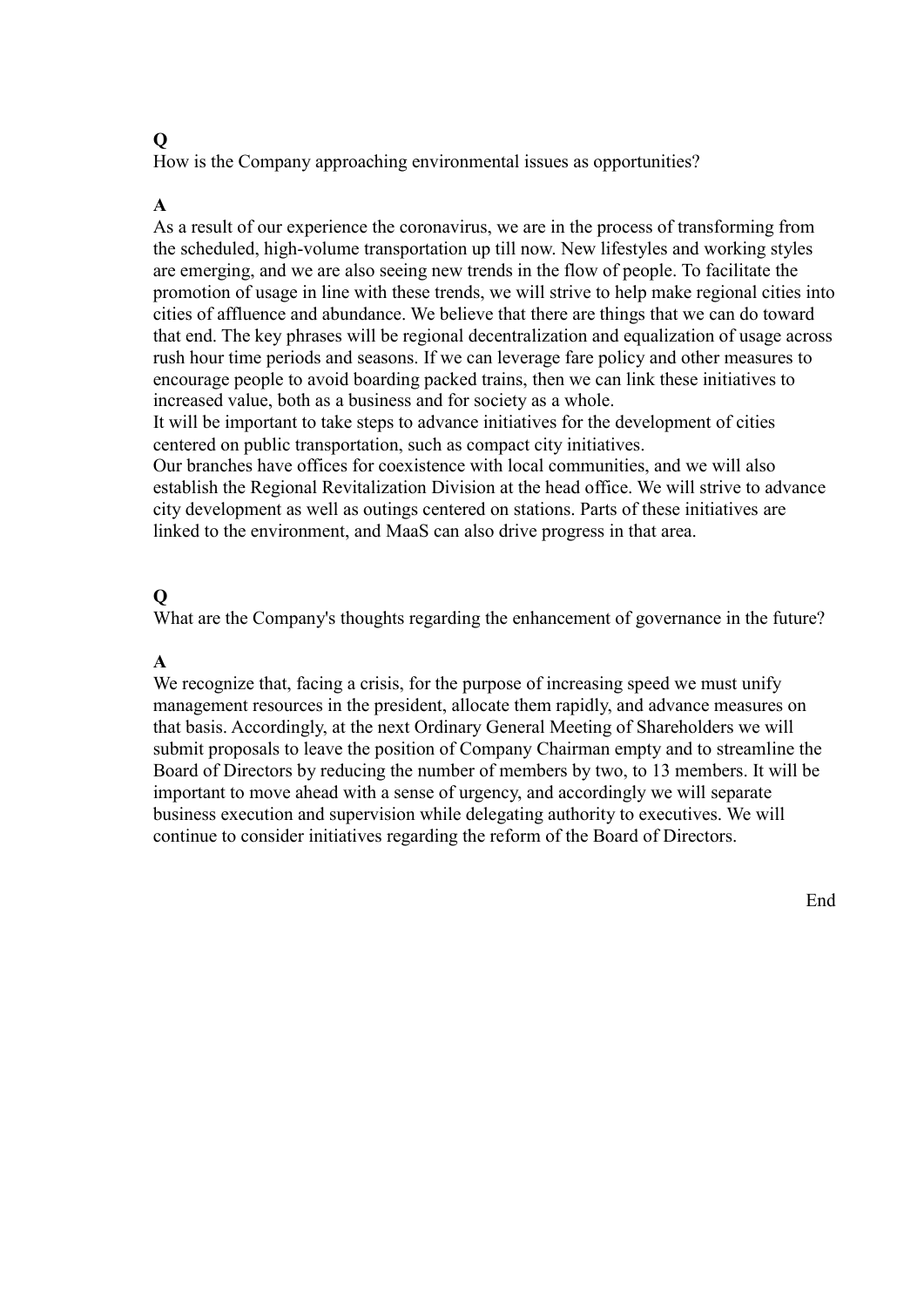**Q**

How is the Company approaching environmental issues as opportunities?

**A**

As a result of our experience the coronavirus, we are in the process of transforming from the scheduled, high-volume transportation up till now. New lifestyles and working styles are emerging, and we are also seeing new trends in the flow of people. To facilitate the promotion of usage in line with these trends, we will strive to help make regional cities into cities of affluence and abundance. We believe that there are things that we can do toward that end. The key phrases will be regional decentralization and equalization of usage across rush hour time periods and seasons. If we can leverage fare policy and other measures to encourage people to avoid boarding packed trains, then we can link these initiatives to increased value, both as a business and for society as a whole.

It will be important to take steps to advance initiatives for the development of cities centered on public transportation, such as compact city initiatives.

Our branches have offices for coexistence with local communities, and we will also establish the Regional Revitalization Division at the head office. We will strive to advance city development as well as outings centered on stations. Parts of these initiatives are linked to the environment, and MaaS can also drive progress in that area.

**Q**

What are the Company's thoughts regarding the enhancement of governance in the future?

**A**

We recognize that, facing a crisis, for the purpose of increasing speed we must unify management resources in the president, allocate them rapidly, and advance measures on that basis. Accordingly, at the next Ordinary General Meeting of Shareholders we will submit proposals to leave the position of Company Chairman empty and to streamline the Board of Directors by reducing the number of members by two, to 13 members. It will be important to move ahead with a sense of urgency, and accordingly we will separate business execution and supervision while delegating authority to executives. We will continue to consider initiatives regarding the reform of the Board of Directors.

End